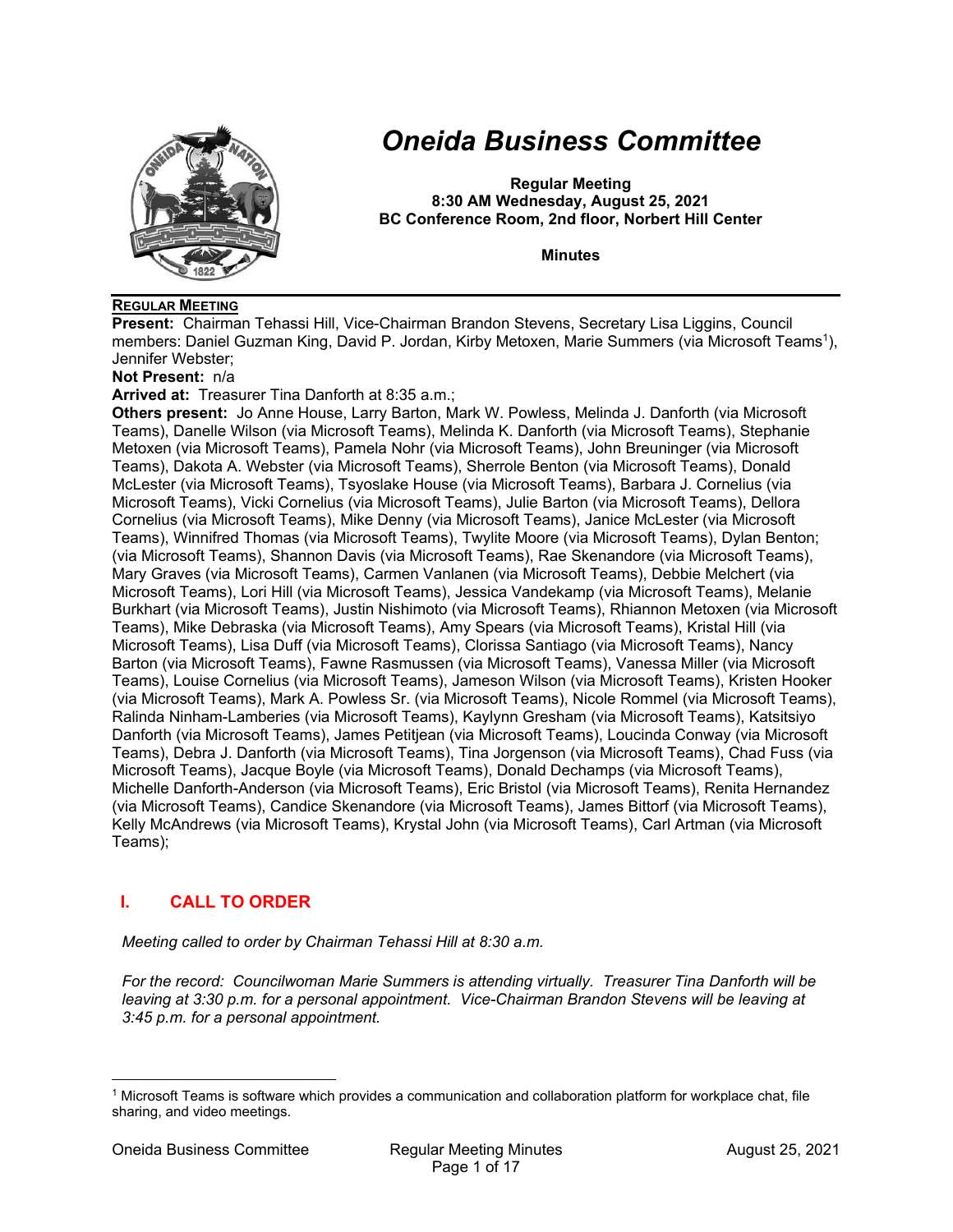# Oneida Business Committee

**Regular Meeting**
**8:30 AM Wednesday, August 25, 2021**
**BC Conference Room, 2nd floor, Norbert Hill Center**

**Minutes**

**REGULAR MEETING**

**Present:** Chairman Tehassi Hill, Vice-Chairman Brandon Stevens, Secretary Lisa Liggins, Council members: Daniel Guzman King, David P. Jordan, Kirby Metoxen, Marie Summers (via Microsoft Teams[1]), Jennifer Webster;

**Not Present:** n/a

**Arrived at:** Treasurer Tina Danforth at 8:35 a.m.;

**Others present:** Jo Anne House, Larry Barton, Mark W. Powless, Melinda J. Danforth (via Microsoft Teams), Danelle Wilson (via Microsoft Teams), Melinda K. Danforth (via Microsoft Teams), Stephanie Metoxen (via Microsoft Teams), Pamela Nohr (via Microsoft Teams), John Breuninger (via Microsoft Teams), Dakota A. Webster (via Microsoft Teams), Sherrole Benton (via Microsoft Teams), Donald McLester (via Microsoft Teams), Tsyoslake House (via Microsoft Teams), Barbara J. Cornelius (via Microsoft Teams), Vicki Cornelius (via Microsoft Teams), Julie Barton (via Microsoft Teams), Dellora Cornelius (via Microsoft Teams), Mike Denny (via Microsoft Teams), Janice McLester (via Microsoft Teams), Winnifred Thomas (via Microsoft Teams), Twylite Moore (via Microsoft Teams), Dylan Benton; (via Microsoft Teams), Shannon Davis (via Microsoft Teams), Rae Skenandore (via Microsoft Teams), Mary Graves (via Microsoft Teams), Carmen Vanlanen (via Microsoft Teams), Debbie Melchert (via Microsoft Teams), Lori Hill (via Microsoft Teams), Jessica Vandekamp (via Microsoft Teams), Melanie Burkhart (via Microsoft Teams), Justin Nishimoto (via Microsoft Teams), Rhiannon Metoxen (via Microsoft Teams), Mike Debraska (via Microsoft Teams), Amy Spears (via Microsoft Teams), Kristal Hill (via Microsoft Teams), Lisa Duff (via Microsoft Teams), Clorissa Santiago (via Microsoft Teams), Nancy Barton (via Microsoft Teams), Fawne Rasmussen (via Microsoft Teams), Vanessa Miller (via Microsoft Teams), Louise Cornelius (via Microsoft Teams), Jameson Wilson (via Microsoft Teams), Kristen Hooker (via Microsoft Teams), Mark A. Powless Sr. (via Microsoft Teams), Nicole Rommel (via Microsoft Teams), Ralinda Ninham-Lamberies (via Microsoft Teams), Kaylynn Gresham (via Microsoft Teams), Katsitsiyo Danforth (via Microsoft Teams), James Petitjean (via Microsoft Teams), Loucinda Conway (via Microsoft Teams), Debra J. Danforth (via Microsoft Teams), Tina Jorgenson (via Microsoft Teams), Chad Fuss (via Microsoft Teams), Jacque Boyle (via Microsoft Teams), Donald Dechamps (via Microsoft Teams), Michelle Danforth-Anderson (via Microsoft Teams), Eric Bristol (via Microsoft Teams), Renita Hernandez (via Microsoft Teams), Candice Skenandore (via Microsoft Teams), James Bittorf (via Microsoft Teams), Kelly McAndrews (via Microsoft Teams), Krystal John (via Microsoft Teams), Carl Artman (via Microsoft Teams);

## I. CALL TO ORDER

*Meeting called to order by Chairman Tehassi Hill at 8:30 a.m.*

*For the record: Councilwoman Marie Summers is attending virtually. Treasurer Tina Danforth will be leaving at 3:30 p.m. for a personal appointment. Vice-Chairman Brandon Stevens will be leaving at 3:45 p.m. for a personal appointment.*

---

[1] Microsoft Teams is software which provides a communication and collaboration platform for workplace chat, file sharing, and video meetings.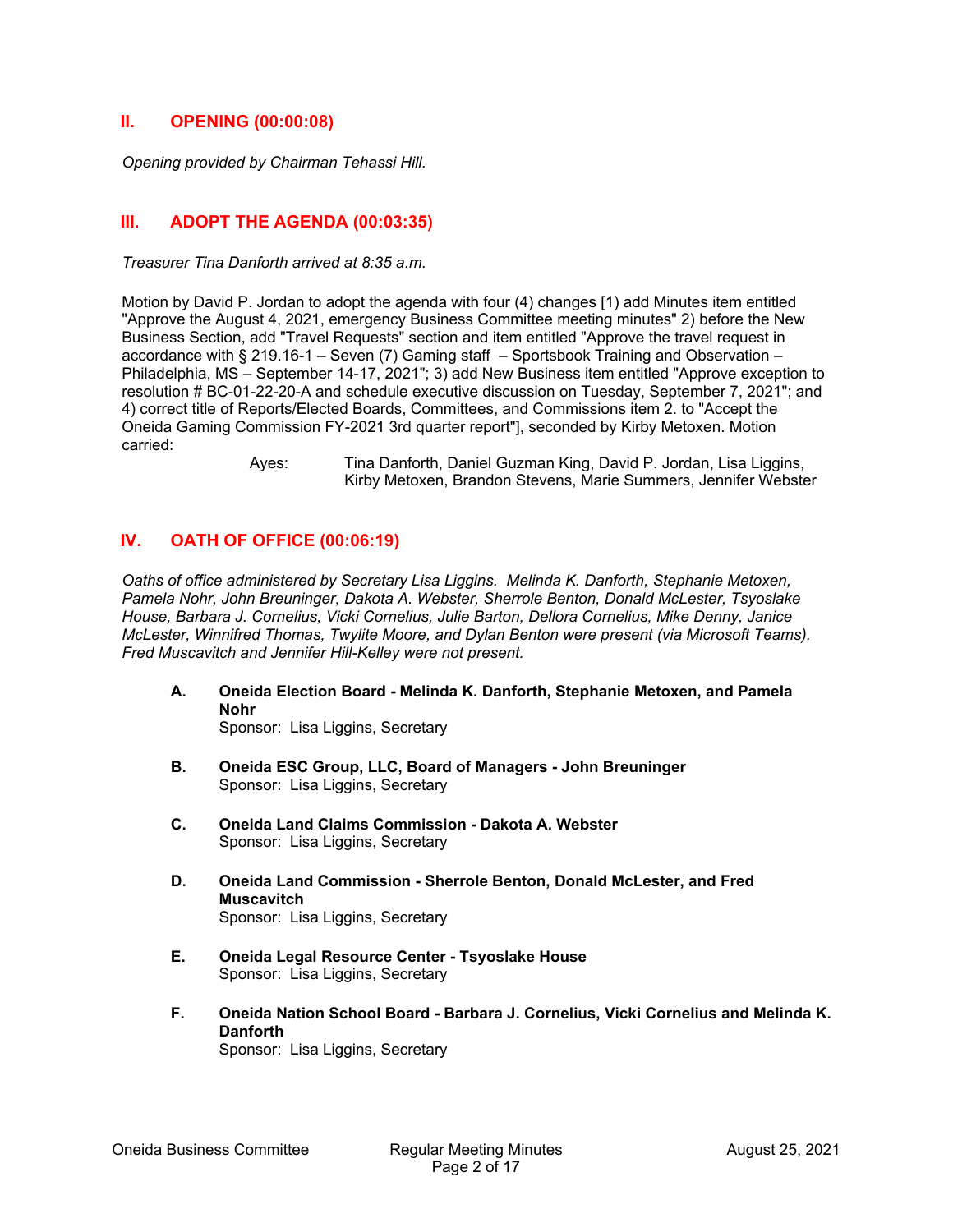## II. OPENING (00:00:08)

*Opening provided by Chairman Tehassi Hill.*

## III. ADOPT THE AGENDA (00:03:35)

*Treasurer Tina Danforth arrived at 8:35 a.m.*

Motion by David P. Jordan to adopt the agenda with four (4) changes [1) add Minutes item entitled "Approve the August 4, 2021, emergency Business Committee meeting minutes" 2) before the New Business Section, add "Travel Requests" section and item entitled "Approve the travel request in accordance with § 219.16-1 – Seven (7) Gaming staff – Sportsbook Training and Observation – Philadelphia, MS – September 14-17, 2021"; 3) add New Business item entitled "Approve exception to resolution # BC-01-22-20-A and schedule executive discussion on Tuesday, September 7, 2021"; and 4) correct title of Reports/Elected Boards, Committees, and Commissions item 2. to "Accept the Oneida Gaming Commission FY-2021 3rd quarter report"], seconded by Kirby Metoxen. Motion carried:

Ayes: Tina Danforth, Daniel Guzman King, David P. Jordan, Lisa Liggins, Kirby Metoxen, Brandon Stevens, Marie Summers, Jennifer Webster

## IV. OATH OF OFFICE (00:06:19)

*Oaths of office administered by Secretary Lisa Liggins. Melinda K. Danforth, Stephanie Metoxen, Pamela Nohr, John Breuninger, Dakota A. Webster, Sherrole Benton, Donald McLester, Tsyoslake House, Barbara J. Cornelius, Vicki Cornelius, Julie Barton, Dellora Cornelius, Mike Denny, Janice McLester, Winnifred Thomas, Twylite Moore, and Dylan Benton were present (via Microsoft Teams). Fred Muscavitch and Jennifer Hill-Kelley were not present.*

**A. Oneida Election Board - Melinda K. Danforth, Stephanie Metoxen, and Pamela Nohr**
Sponsor: Lisa Liggins, Secretary

**B. Oneida ESC Group, LLC, Board of Managers - John Breuninger**
Sponsor: Lisa Liggins, Secretary

**C. Oneida Land Claims Commission - Dakota A. Webster**
Sponsor: Lisa Liggins, Secretary

**D. Oneida Land Commission - Sherrole Benton, Donald McLester, and Fred Muscavitch**
Sponsor: Lisa Liggins, Secretary

**E. Oneida Legal Resource Center - Tsyoslake House**
Sponsor: Lisa Liggins, Secretary

**F. Oneida Nation School Board - Barbara J. Cornelius, Vicki Cornelius and Melinda K. Danforth**
Sponsor: Lisa Liggins, Secretary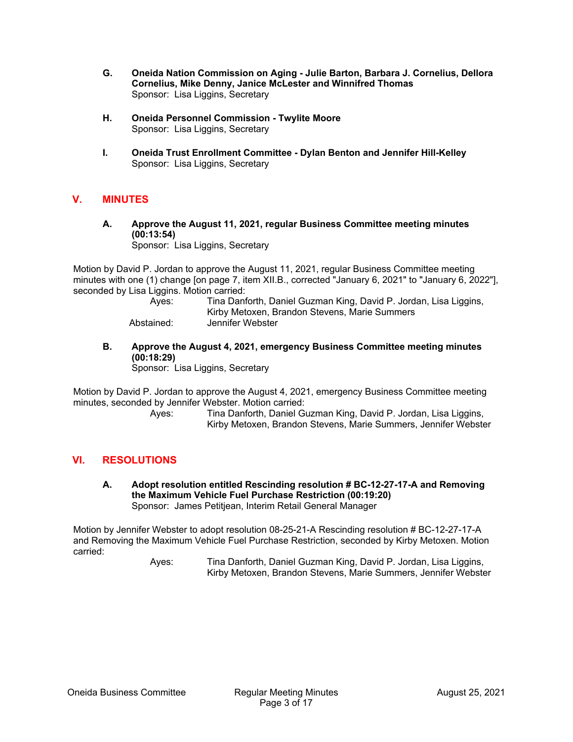**G. Oneida Nation Commission on Aging - Julie Barton, Barbara J. Cornelius, Dellora Cornelius, Mike Denny, Janice McLester and Winnifred Thomas**
Sponsor: Lisa Liggins, Secretary

**H. Oneida Personnel Commission - Twylite Moore**
Sponsor: Lisa Liggins, Secretary

**I. Oneida Trust Enrollment Committee - Dylan Benton and Jennifer Hill-Kelley**
Sponsor: Lisa Liggins, Secretary

## V. MINUTES

**A. Approve the August 11, 2021, regular Business Committee meeting minutes (00:13:54)**
Sponsor: Lisa Liggins, Secretary

Motion by David P. Jordan to approve the August 11, 2021, regular Business Committee meeting minutes with one (1) change [on page 7, item XII.B., corrected "January 6, 2021" to "January 6, 2022"], seconded by Lisa Liggins. Motion carried:

Ayes: Tina Danforth, Daniel Guzman King, David P. Jordan, Lisa Liggins, Kirby Metoxen, Brandon Stevens, Marie Summers
Abstained: Jennifer Webster

**B. Approve the August 4, 2021, emergency Business Committee meeting minutes (00:18:29)**
Sponsor: Lisa Liggins, Secretary

Motion by David P. Jordan to approve the August 4, 2021, emergency Business Committee meeting minutes, seconded by Jennifer Webster. Motion carried:

Ayes: Tina Danforth, Daniel Guzman King, David P. Jordan, Lisa Liggins, Kirby Metoxen, Brandon Stevens, Marie Summers, Jennifer Webster

## VI. RESOLUTIONS

**A. Adopt resolution entitled Rescinding resolution # BC-12-27-17-A and Removing the Maximum Vehicle Fuel Purchase Restriction (00:19:20)**
Sponsor: James Petitjean, Interim Retail General Manager

Motion by Jennifer Webster to adopt resolution 08-25-21-A Rescinding resolution # BC-12-27-17-A and Removing the Maximum Vehicle Fuel Purchase Restriction, seconded by Kirby Metoxen. Motion carried:

Ayes: Tina Danforth, Daniel Guzman King, David P. Jordan, Lisa Liggins, Kirby Metoxen, Brandon Stevens, Marie Summers, Jennifer Webster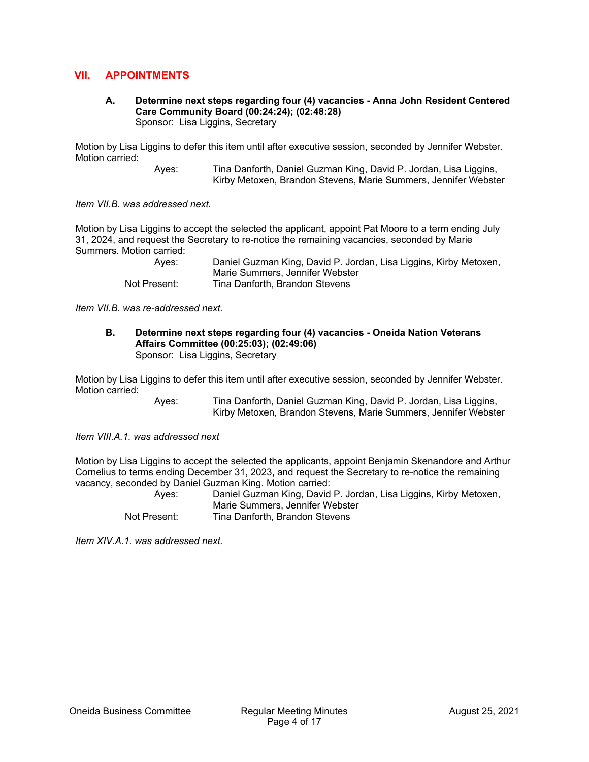## VII. APPOINTMENTS

**A. Determine next steps regarding four (4) vacancies - Anna John Resident Centered Care Community Board (00:24:24); (02:48:28)**
Sponsor: Lisa Liggins, Secretary

Motion by Lisa Liggins to defer this item until after executive session, seconded by Jennifer Webster. Motion carried:

| | |
|---|---|
| Ayes: | Tina Danforth, Daniel Guzman King, David P. Jordan, Lisa Liggins, Kirby Metoxen, Brandon Stevens, Marie Summers, Jennifer Webster |

*Item VII.B. was addressed next.*

Motion by Lisa Liggins to accept the selected the applicant, appoint Pat Moore to a term ending July 31, 2024, and request the Secretary to re-notice the remaining vacancies, seconded by Marie Summers. Motion carried:

| | |
|---|---|
| Ayes: | Daniel Guzman King, David P. Jordan, Lisa Liggins, Kirby Metoxen, Marie Summers, Jennifer Webster |
| Not Present: | Tina Danforth, Brandon Stevens |

*Item VII.B. was re-addressed next.*

**B. Determine next steps regarding four (4) vacancies - Oneida Nation Veterans Affairs Committee (00:25:03); (02:49:06)**
Sponsor: Lisa Liggins, Secretary

Motion by Lisa Liggins to defer this item until after executive session, seconded by Jennifer Webster. Motion carried:

| | |
|---|---|
| Ayes: | Tina Danforth, Daniel Guzman King, David P. Jordan, Lisa Liggins, Kirby Metoxen, Brandon Stevens, Marie Summers, Jennifer Webster |

*Item VIII.A.1. was addressed next*

Motion by Lisa Liggins to accept the selected the applicants, appoint Benjamin Skenandore and Arthur Cornelius to terms ending December 31, 2023, and request the Secretary to re-notice the remaining vacancy, seconded by Daniel Guzman King. Motion carried:

| | |
|---|---|
| Ayes: | Daniel Guzman King, David P. Jordan, Lisa Liggins, Kirby Metoxen, Marie Summers, Jennifer Webster |
| Not Present: | Tina Danforth, Brandon Stevens |

*Item XIV.A.1. was addressed next.*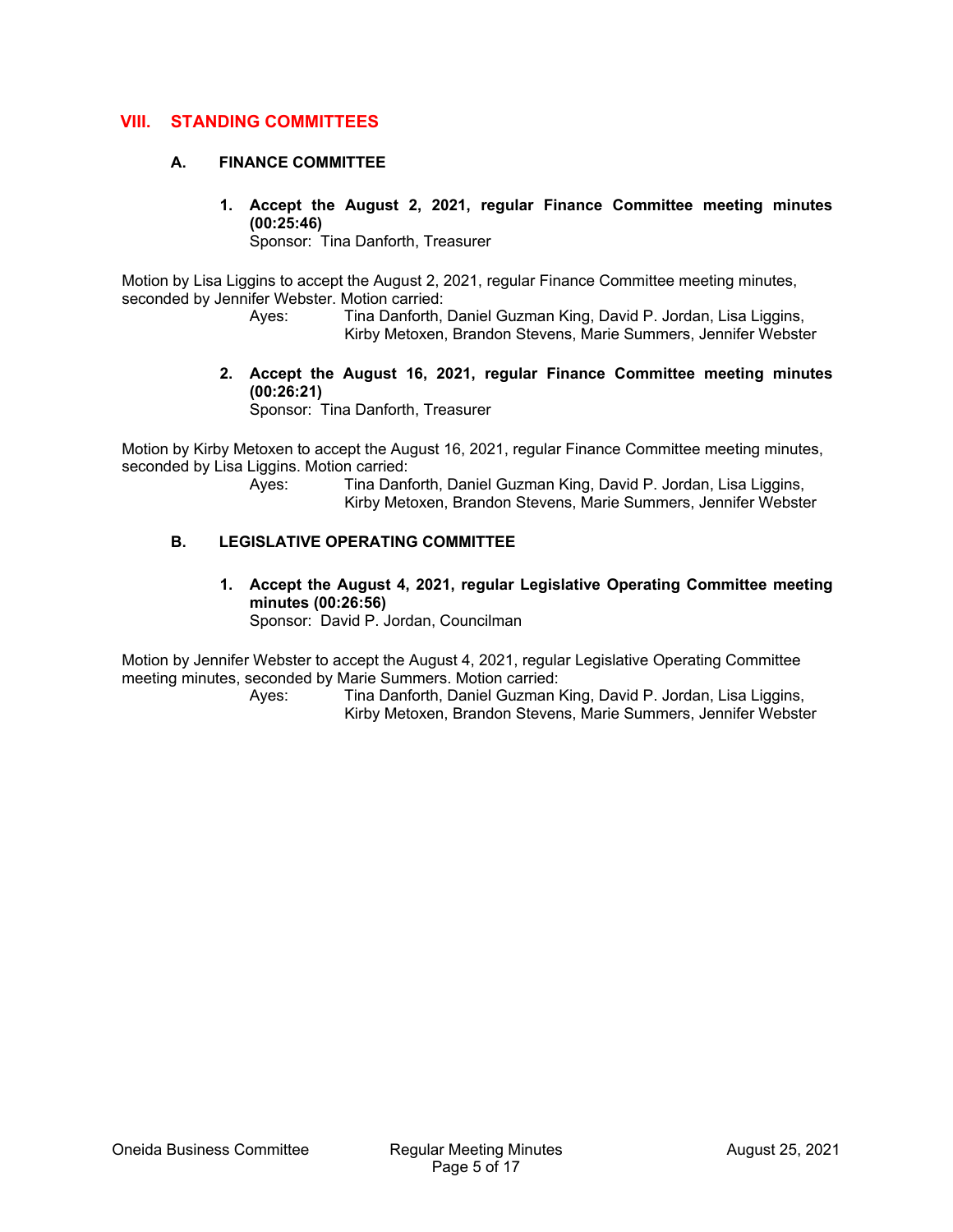# VIII. STANDING COMMITTEES

## A. FINANCE COMMITTEE

**1. Accept the August 2, 2021, regular Finance Committee meeting minutes (00:25:46)**
Sponsor: Tina Danforth, Treasurer

Motion by Lisa Liggins to accept the August 2, 2021, regular Finance Committee meeting minutes, seconded by Jennifer Webster. Motion carried:

Ayes: Tina Danforth, Daniel Guzman King, David P. Jordan, Lisa Liggins, Kirby Metoxen, Brandon Stevens, Marie Summers, Jennifer Webster

**2. Accept the August 16, 2021, regular Finance Committee meeting minutes (00:26:21)**
Sponsor: Tina Danforth, Treasurer

Motion by Kirby Metoxen to accept the August 16, 2021, regular Finance Committee meeting minutes, seconded by Lisa Liggins. Motion carried:

Ayes: Tina Danforth, Daniel Guzman King, David P. Jordan, Lisa Liggins, Kirby Metoxen, Brandon Stevens, Marie Summers, Jennifer Webster

## B. LEGISLATIVE OPERATING COMMITTEE

**1. Accept the August 4, 2021, regular Legislative Operating Committee meeting minutes (00:26:56)**
Sponsor: David P. Jordan, Councilman

Motion by Jennifer Webster to accept the August 4, 2021, regular Legislative Operating Committee meeting minutes, seconded by Marie Summers. Motion carried:

Ayes: Tina Danforth, Daniel Guzman King, David P. Jordan, Lisa Liggins, Kirby Metoxen, Brandon Stevens, Marie Summers, Jennifer Webster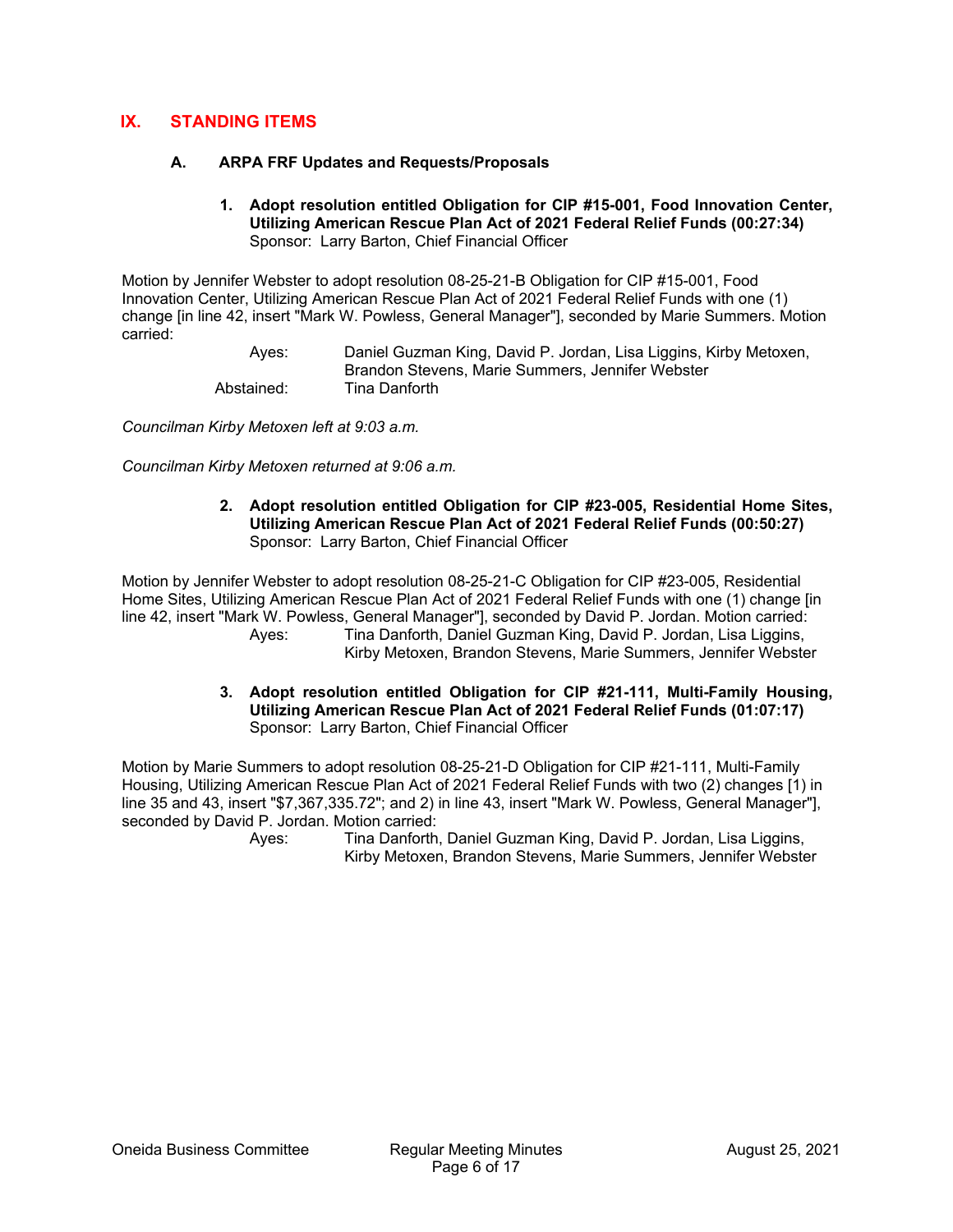## IX. STANDING ITEMS

### A. ARPA FRF Updates and Requests/Proposals

**1. Adopt resolution entitled Obligation for CIP #15-001, Food Innovation Center, Utilizing American Rescue Plan Act of 2021 Federal Relief Funds (00:27:34)**
Sponsor: Larry Barton, Chief Financial Officer

Motion by Jennifer Webster to adopt resolution 08-25-21-B Obligation for CIP #15-001, Food Innovation Center, Utilizing American Rescue Plan Act of 2021 Federal Relief Funds with one (1) change [in line 42, insert "Mark W. Powless, General Manager"], seconded by Marie Summers. Motion carried:

Ayes: Daniel Guzman King, David P. Jordan, Lisa Liggins, Kirby Metoxen, Brandon Stevens, Marie Summers, Jennifer Webster
Abstained: Tina Danforth

*Councilman Kirby Metoxen left at 9:03 a.m.*

*Councilman Kirby Metoxen returned at 9:06 a.m.*

**2. Adopt resolution entitled Obligation for CIP #23-005, Residential Home Sites, Utilizing American Rescue Plan Act of 2021 Federal Relief Funds (00:50:27)**
Sponsor: Larry Barton, Chief Financial Officer

Motion by Jennifer Webster to adopt resolution 08-25-21-C Obligation for CIP #23-005, Residential Home Sites, Utilizing American Rescue Plan Act of 2021 Federal Relief Funds with one (1) change [in line 42, insert "Mark W. Powless, General Manager"], seconded by David P. Jordan. Motion carried:

Ayes: Tina Danforth, Daniel Guzman King, David P. Jordan, Lisa Liggins, Kirby Metoxen, Brandon Stevens, Marie Summers, Jennifer Webster

**3. Adopt resolution entitled Obligation for CIP #21-111, Multi-Family Housing, Utilizing American Rescue Plan Act of 2021 Federal Relief Funds (01:07:17)**
Sponsor: Larry Barton, Chief Financial Officer

Motion by Marie Summers to adopt resolution 08-25-21-D Obligation for CIP #21-111, Multi-Family Housing, Utilizing American Rescue Plan Act of 2021 Federal Relief Funds with two (2) changes [1) in line 35 and 43, insert "$7,367,335.72"; and 2) in line 43, insert "Mark W. Powless, General Manager"], seconded by David P. Jordan. Motion carried:

Ayes: Tina Danforth, Daniel Guzman King, David P. Jordan, Lisa Liggins, Kirby Metoxen, Brandon Stevens, Marie Summers, Jennifer Webster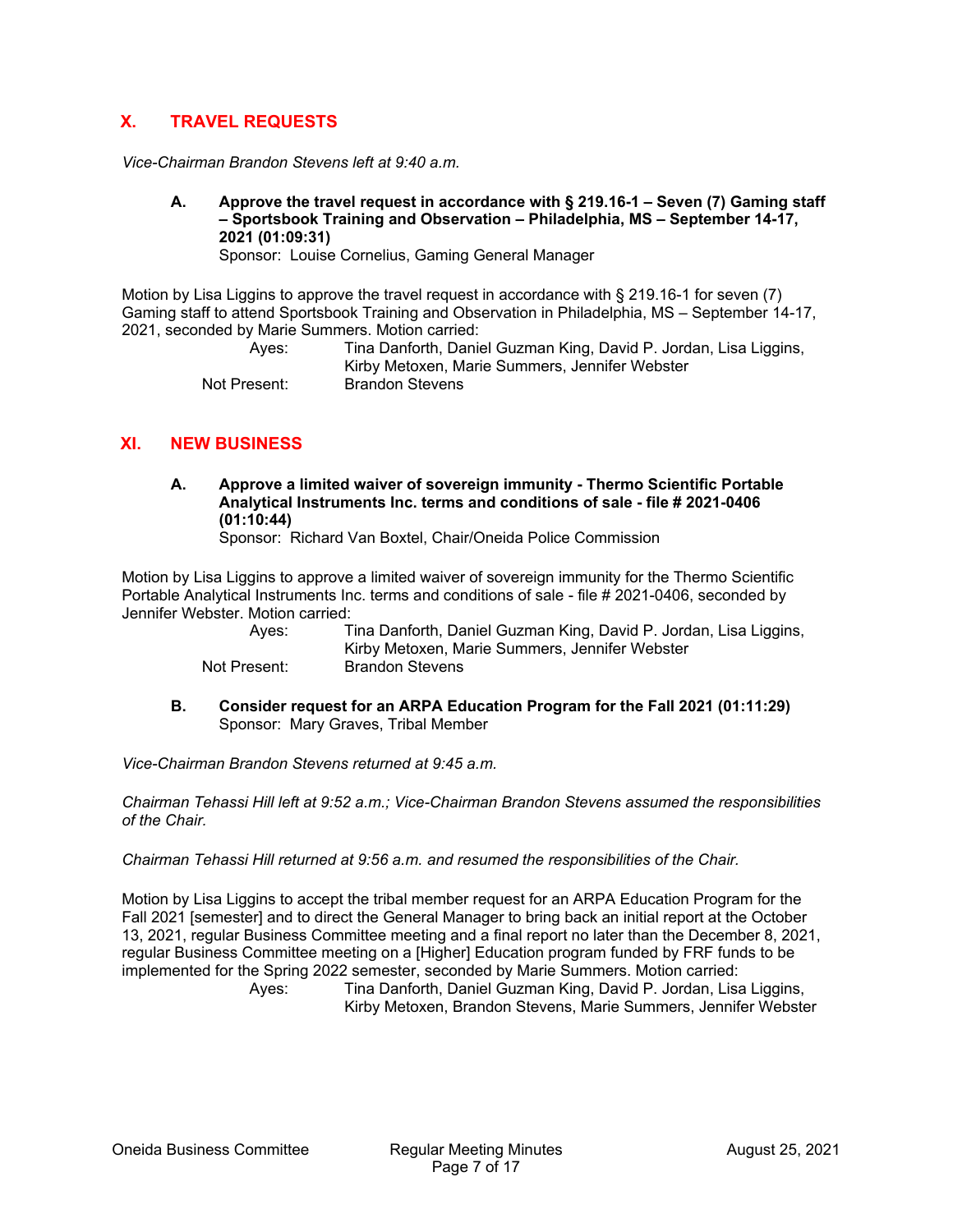## X. TRAVEL REQUESTS

*Vice-Chairman Brandon Stevens left at 9:40 a.m.*

**A. Approve the travel request in accordance with § 219.16-1 – Seven (7) Gaming staff – Sportsbook Training and Observation – Philadelphia, MS – September 14-17, 2021 (01:09:31)**
Sponsor: Louise Cornelius, Gaming General Manager

Motion by Lisa Liggins to approve the travel request in accordance with § 219.16-1 for seven (7) Gaming staff to attend Sportsbook Training and Observation in Philadelphia, MS – September 14-17, 2021, seconded by Marie Summers. Motion carried:

Ayes: Tina Danforth, Daniel Guzman King, David P. Jordan, Lisa Liggins, Kirby Metoxen, Marie Summers, Jennifer Webster
Not Present: Brandon Stevens

## XI. NEW BUSINESS

**A. Approve a limited waiver of sovereign immunity - Thermo Scientific Portable Analytical Instruments Inc. terms and conditions of sale - file # 2021-0406 (01:10:44)**
Sponsor: Richard Van Boxtel, Chair/Oneida Police Commission

Motion by Lisa Liggins to approve a limited waiver of sovereign immunity for the Thermo Scientific Portable Analytical Instruments Inc. terms and conditions of sale - file # 2021-0406, seconded by Jennifer Webster. Motion carried:

Ayes: Tina Danforth, Daniel Guzman King, David P. Jordan, Lisa Liggins, Kirby Metoxen, Marie Summers, Jennifer Webster
Not Present: Brandon Stevens

**B. Consider request for an ARPA Education Program for the Fall 2021 (01:11:29)**
Sponsor: Mary Graves, Tribal Member

*Vice-Chairman Brandon Stevens returned at 9:45 a.m.*

*Chairman Tehassi Hill left at 9:52 a.m.; Vice-Chairman Brandon Stevens assumed the responsibilities of the Chair.*

*Chairman Tehassi Hill returned at 9:56 a.m. and resumed the responsibilities of the Chair.*

Motion by Lisa Liggins to accept the tribal member request for an ARPA Education Program for the Fall 2021 [semester] and to direct the General Manager to bring back an initial report at the October 13, 2021, regular Business Committee meeting and a final report no later than the December 8, 2021, regular Business Committee meeting on a [Higher] Education program funded by FRF funds to be implemented for the Spring 2022 semester, seconded by Marie Summers. Motion carried:

Ayes: Tina Danforth, Daniel Guzman King, David P. Jordan, Lisa Liggins, Kirby Metoxen, Brandon Stevens, Marie Summers, Jennifer Webster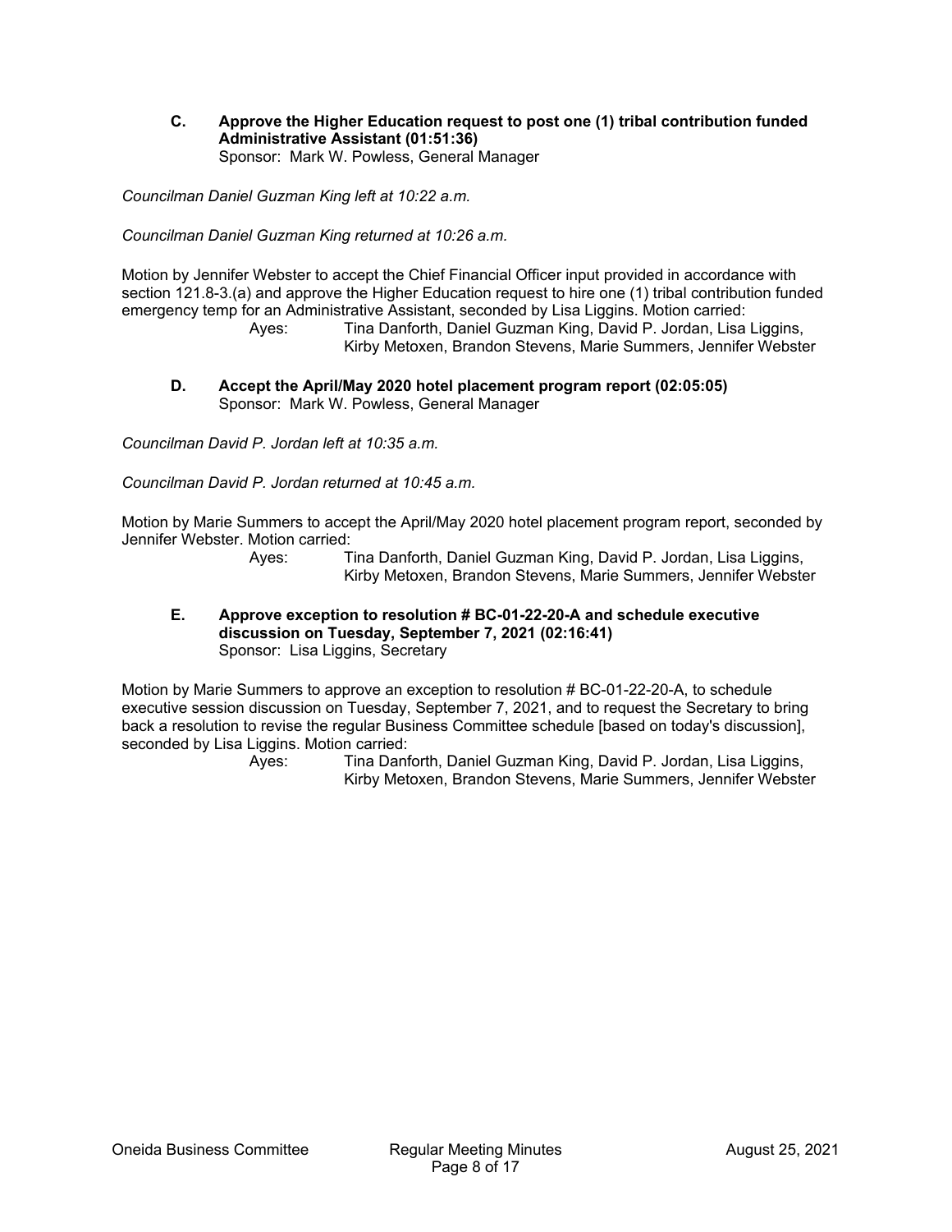**C. Approve the Higher Education request to post one (1) tribal contribution funded Administrative Assistant (01:51:36)**
Sponsor: Mark W. Powless, General Manager

*Councilman Daniel Guzman King left at 10:22 a.m.*

*Councilman Daniel Guzman King returned at 10:26 a.m.*

Motion by Jennifer Webster to accept the Chief Financial Officer input provided in accordance with section 121.8-3.(a) and approve the Higher Education request to hire one (1) tribal contribution funded emergency temp for an Administrative Assistant, seconded by Lisa Liggins. Motion carried:

Ayes: Tina Danforth, Daniel Guzman King, David P. Jordan, Lisa Liggins, Kirby Metoxen, Brandon Stevens, Marie Summers, Jennifer Webster

**D. Accept the April/May 2020 hotel placement program report (02:05:05)**
Sponsor: Mark W. Powless, General Manager

*Councilman David P. Jordan left at 10:35 a.m.*

*Councilman David P. Jordan returned at 10:45 a.m.*

Motion by Marie Summers to accept the April/May 2020 hotel placement program report, seconded by Jennifer Webster. Motion carried:

Ayes: Tina Danforth, Daniel Guzman King, David P. Jordan, Lisa Liggins, Kirby Metoxen, Brandon Stevens, Marie Summers, Jennifer Webster

**E. Approve exception to resolution # BC-01-22-20-A and schedule executive discussion on Tuesday, September 7, 2021 (02:16:41)**
Sponsor: Lisa Liggins, Secretary

Motion by Marie Summers to approve an exception to resolution # BC-01-22-20-A, to schedule executive session discussion on Tuesday, September 7, 2021, and to request the Secretary to bring back a resolution to revise the regular Business Committee schedule [based on today's discussion], seconded by Lisa Liggins. Motion carried:

Ayes: Tina Danforth, Daniel Guzman King, David P. Jordan, Lisa Liggins, Kirby Metoxen, Brandon Stevens, Marie Summers, Jennifer Webster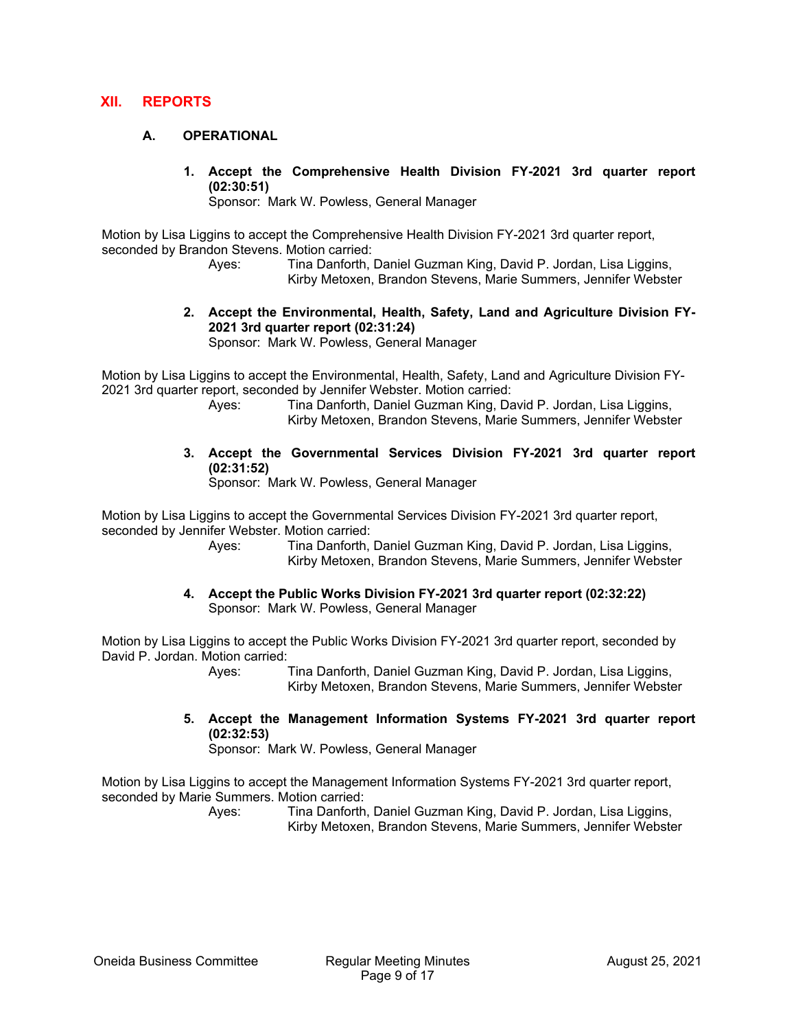## XII. REPORTS

### A. OPERATIONAL

**1. Accept the Comprehensive Health Division FY-2021 3rd quarter report (02:30:51)**
Sponsor: Mark W. Powless, General Manager

Motion by Lisa Liggins to accept the Comprehensive Health Division FY-2021 3rd quarter report, seconded by Brandon Stevens. Motion carried:

Ayes: Tina Danforth, Daniel Guzman King, David P. Jordan, Lisa Liggins, Kirby Metoxen, Brandon Stevens, Marie Summers, Jennifer Webster

**2. Accept the Environmental, Health, Safety, Land and Agriculture Division FY-2021 3rd quarter report (02:31:24)**
Sponsor: Mark W. Powless, General Manager

Motion by Lisa Liggins to accept the Environmental, Health, Safety, Land and Agriculture Division FY-2021 3rd quarter report, seconded by Jennifer Webster. Motion carried:

Ayes: Tina Danforth, Daniel Guzman King, David P. Jordan, Lisa Liggins, Kirby Metoxen, Brandon Stevens, Marie Summers, Jennifer Webster

**3. Accept the Governmental Services Division FY-2021 3rd quarter report (02:31:52)**
Sponsor: Mark W. Powless, General Manager

Motion by Lisa Liggins to accept the Governmental Services Division FY-2021 3rd quarter report, seconded by Jennifer Webster. Motion carried:

Ayes: Tina Danforth, Daniel Guzman King, David P. Jordan, Lisa Liggins, Kirby Metoxen, Brandon Stevens, Marie Summers, Jennifer Webster

**4. Accept the Public Works Division FY-2021 3rd quarter report (02:32:22)**
Sponsor: Mark W. Powless, General Manager

Motion by Lisa Liggins to accept the Public Works Division FY-2021 3rd quarter report, seconded by David P. Jordan. Motion carried:

Ayes: Tina Danforth, Daniel Guzman King, David P. Jordan, Lisa Liggins, Kirby Metoxen, Brandon Stevens, Marie Summers, Jennifer Webster

**5. Accept the Management Information Systems FY-2021 3rd quarter report (02:32:53)**
Sponsor: Mark W. Powless, General Manager

Motion by Lisa Liggins to accept the Management Information Systems FY-2021 3rd quarter report, seconded by Marie Summers. Motion carried:

Ayes: Tina Danforth, Daniel Guzman King, David P. Jordan, Lisa Liggins, Kirby Metoxen, Brandon Stevens, Marie Summers, Jennifer Webster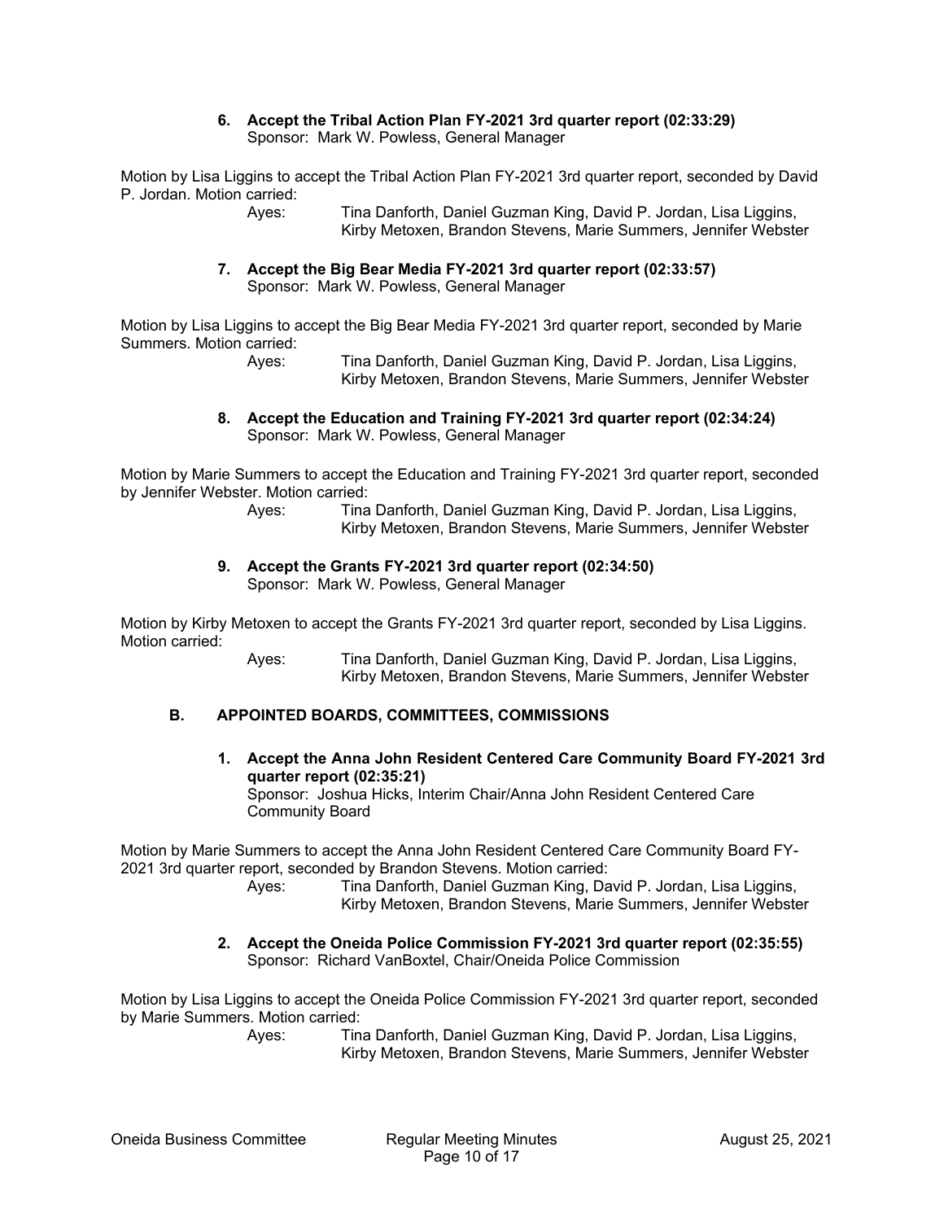6. **Accept the Tribal Action Plan FY-2021 3rd quarter report (02:33:29)**
   Sponsor: Mark W. Powless, General Manager

Motion by Lisa Liggins to accept the Tribal Action Plan FY-2021 3rd quarter report, seconded by David P. Jordan. Motion carried:

Ayes: Tina Danforth, Daniel Guzman King, David P. Jordan, Lisa Liggins, Kirby Metoxen, Brandon Stevens, Marie Summers, Jennifer Webster

7. **Accept the Big Bear Media FY-2021 3rd quarter report (02:33:57)**
   Sponsor: Mark W. Powless, General Manager

Motion by Lisa Liggins to accept the Big Bear Media FY-2021 3rd quarter report, seconded by Marie Summers. Motion carried:

Ayes: Tina Danforth, Daniel Guzman King, David P. Jordan, Lisa Liggins, Kirby Metoxen, Brandon Stevens, Marie Summers, Jennifer Webster

8. **Accept the Education and Training FY-2021 3rd quarter report (02:34:24)**
   Sponsor: Mark W. Powless, General Manager

Motion by Marie Summers to accept the Education and Training FY-2021 3rd quarter report, seconded by Jennifer Webster. Motion carried:

Ayes: Tina Danforth, Daniel Guzman King, David P. Jordan, Lisa Liggins, Kirby Metoxen, Brandon Stevens, Marie Summers, Jennifer Webster

9. **Accept the Grants FY-2021 3rd quarter report (02:34:50)**
   Sponsor: Mark W. Powless, General Manager

Motion by Kirby Metoxen to accept the Grants FY-2021 3rd quarter report, seconded by Lisa Liggins. Motion carried:

Ayes: Tina Danforth, Daniel Guzman King, David P. Jordan, Lisa Liggins, Kirby Metoxen, Brandon Stevens, Marie Summers, Jennifer Webster

## B. APPOINTED BOARDS, COMMITTEES, COMMISSIONS

1. **Accept the Anna John Resident Centered Care Community Board FY-2021 3rd quarter report (02:35:21)**
   Sponsor: Joshua Hicks, Interim Chair/Anna John Resident Centered Care Community Board

Motion by Marie Summers to accept the Anna John Resident Centered Care Community Board FY-2021 3rd quarter report, seconded by Brandon Stevens. Motion carried:

Ayes: Tina Danforth, Daniel Guzman King, David P. Jordan, Lisa Liggins, Kirby Metoxen, Brandon Stevens, Marie Summers, Jennifer Webster

2. **Accept the Oneida Police Commission FY-2021 3rd quarter report (02:35:55)**
   Sponsor: Richard VanBoxtel, Chair/Oneida Police Commission

Motion by Lisa Liggins to accept the Oneida Police Commission FY-2021 3rd quarter report, seconded by Marie Summers. Motion carried:

Ayes: Tina Danforth, Daniel Guzman King, David P. Jordan, Lisa Liggins, Kirby Metoxen, Brandon Stevens, Marie Summers, Jennifer Webster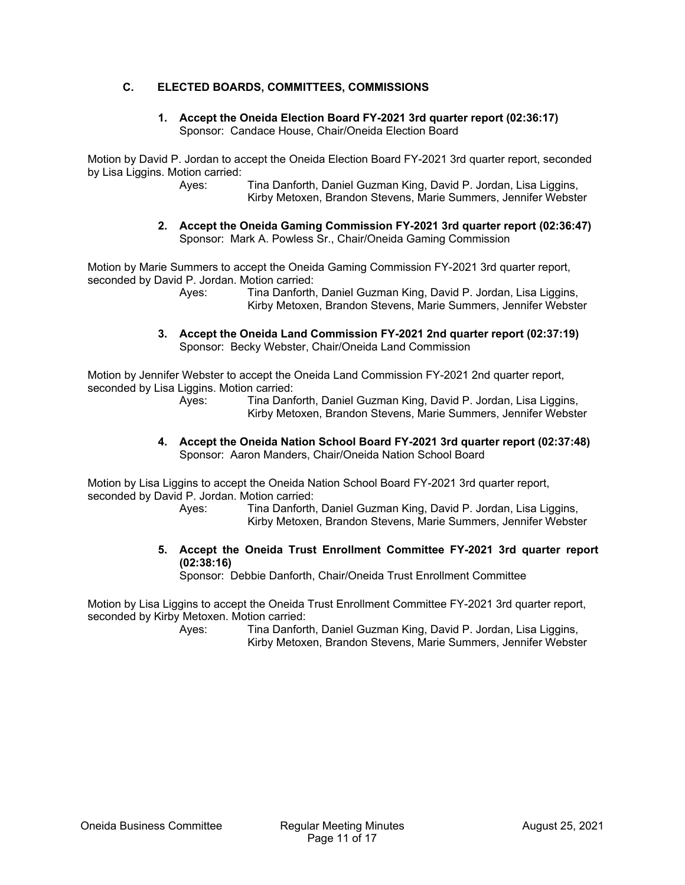## C. ELECTED BOARDS, COMMITTEES, COMMISSIONS

**1. Accept the Oneida Election Board FY-2021 3rd quarter report (02:36:17)**
Sponsor: Candace House, Chair/Oneida Election Board

Motion by David P. Jordan to accept the Oneida Election Board FY-2021 3rd quarter report, seconded by Lisa Liggins. Motion carried:

Ayes: Tina Danforth, Daniel Guzman King, David P. Jordan, Lisa Liggins, Kirby Metoxen, Brandon Stevens, Marie Summers, Jennifer Webster

**2. Accept the Oneida Gaming Commission FY-2021 3rd quarter report (02:36:47)**
Sponsor: Mark A. Powless Sr., Chair/Oneida Gaming Commission

Motion by Marie Summers to accept the Oneida Gaming Commission FY-2021 3rd quarter report, seconded by David P. Jordan. Motion carried:

Ayes: Tina Danforth, Daniel Guzman King, David P. Jordan, Lisa Liggins, Kirby Metoxen, Brandon Stevens, Marie Summers, Jennifer Webster

**3. Accept the Oneida Land Commission FY-2021 2nd quarter report (02:37:19)**
Sponsor: Becky Webster, Chair/Oneida Land Commission

Motion by Jennifer Webster to accept the Oneida Land Commission FY-2021 2nd quarter report, seconded by Lisa Liggins. Motion carried:

Ayes: Tina Danforth, Daniel Guzman King, David P. Jordan, Lisa Liggins, Kirby Metoxen, Brandon Stevens, Marie Summers, Jennifer Webster

**4. Accept the Oneida Nation School Board FY-2021 3rd quarter report (02:37:48)**
Sponsor: Aaron Manders, Chair/Oneida Nation School Board

Motion by Lisa Liggins to accept the Oneida Nation School Board FY-2021 3rd quarter report, seconded by David P. Jordan. Motion carried:

Ayes: Tina Danforth, Daniel Guzman King, David P. Jordan, Lisa Liggins, Kirby Metoxen, Brandon Stevens, Marie Summers, Jennifer Webster

**5. Accept the Oneida Trust Enrollment Committee FY-2021 3rd quarter report (02:38:16)**
Sponsor: Debbie Danforth, Chair/Oneida Trust Enrollment Committee

Motion by Lisa Liggins to accept the Oneida Trust Enrollment Committee FY-2021 3rd quarter report, seconded by Kirby Metoxen. Motion carried:

Ayes: Tina Danforth, Daniel Guzman King, David P. Jordan, Lisa Liggins, Kirby Metoxen, Brandon Stevens, Marie Summers, Jennifer Webster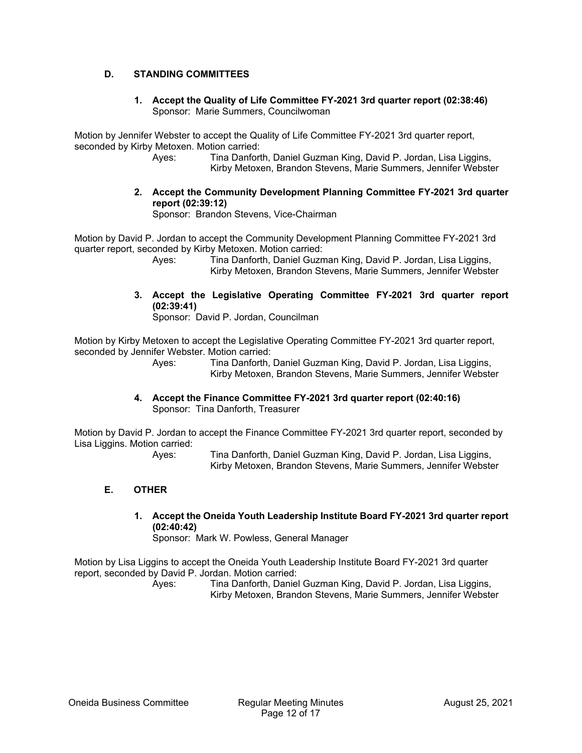## D. STANDING COMMITTEES

**1. Accept the Quality of Life Committee FY-2021 3rd quarter report (02:38:46)**
Sponsor: Marie Summers, Councilwoman

Motion by Jennifer Webster to accept the Quality of Life Committee FY-2021 3rd quarter report, seconded by Kirby Metoxen. Motion carried:

Ayes: Tina Danforth, Daniel Guzman King, David P. Jordan, Lisa Liggins, Kirby Metoxen, Brandon Stevens, Marie Summers, Jennifer Webster

**2. Accept the Community Development Planning Committee FY-2021 3rd quarter report (02:39:12)**
Sponsor: Brandon Stevens, Vice-Chairman

Motion by David P. Jordan to accept the Community Development Planning Committee FY-2021 3rd quarter report, seconded by Kirby Metoxen. Motion carried:

Ayes: Tina Danforth, Daniel Guzman King, David P. Jordan, Lisa Liggins, Kirby Metoxen, Brandon Stevens, Marie Summers, Jennifer Webster

**3. Accept the Legislative Operating Committee FY-2021 3rd quarter report (02:39:41)**
Sponsor: David P. Jordan, Councilman

Motion by Kirby Metoxen to accept the Legislative Operating Committee FY-2021 3rd quarter report, seconded by Jennifer Webster. Motion carried:

Ayes: Tina Danforth, Daniel Guzman King, David P. Jordan, Lisa Liggins, Kirby Metoxen, Brandon Stevens, Marie Summers, Jennifer Webster

**4. Accept the Finance Committee FY-2021 3rd quarter report (02:40:16)**
Sponsor: Tina Danforth, Treasurer

Motion by David P. Jordan to accept the Finance Committee FY-2021 3rd quarter report, seconded by Lisa Liggins. Motion carried:

Ayes: Tina Danforth, Daniel Guzman King, David P. Jordan, Lisa Liggins, Kirby Metoxen, Brandon Stevens, Marie Summers, Jennifer Webster

## E. OTHER

**1. Accept the Oneida Youth Leadership Institute Board FY-2021 3rd quarter report (02:40:42)**
Sponsor: Mark W. Powless, General Manager

Motion by Lisa Liggins to accept the Oneida Youth Leadership Institute Board FY-2021 3rd quarter report, seconded by David P. Jordan. Motion carried:

Ayes: Tina Danforth, Daniel Guzman King, David P. Jordan, Lisa Liggins, Kirby Metoxen, Brandon Stevens, Marie Summers, Jennifer Webster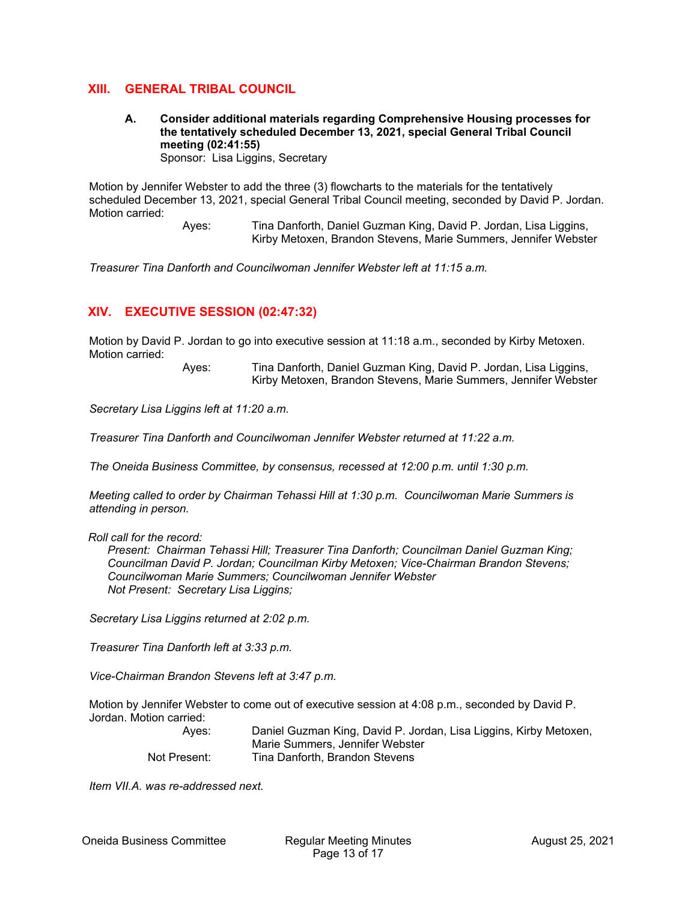## XIII. GENERAL TRIBAL COUNCIL

**A. Consider additional materials regarding Comprehensive Housing processes for the tentatively scheduled December 13, 2021, special General Tribal Council meeting (02:41:55)**
Sponsor: Lisa Liggins, Secretary

Motion by Jennifer Webster to add the three (3) flowcharts to the materials for the tentatively scheduled December 13, 2021, special General Tribal Council meeting, seconded by David P. Jordan. Motion carried:

Ayes: Tina Danforth, Daniel Guzman King, David P. Jordan, Lisa Liggins, Kirby Metoxen, Brandon Stevens, Marie Summers, Jennifer Webster

*Treasurer Tina Danforth and Councilwoman Jennifer Webster left at 11:15 a.m.*

## XIV. EXECUTIVE SESSION (02:47:32)

Motion by David P. Jordan to go into executive session at 11:18 a.m., seconded by Kirby Metoxen. Motion carried:

Ayes: Tina Danforth, Daniel Guzman King, David P. Jordan, Lisa Liggins, Kirby Metoxen, Brandon Stevens, Marie Summers, Jennifer Webster

*Secretary Lisa Liggins left at 11:20 a.m.*

*Treasurer Tina Danforth and Councilwoman Jennifer Webster returned at 11:22 a.m.*

*The Oneida Business Committee, by consensus, recessed at 12:00 p.m. until 1:30 p.m.*

*Meeting called to order by Chairman Tehassi Hill at 1:30 p.m. Councilwoman Marie Summers is attending in person.*

*Roll call for the record:*
*Present: Chairman Tehassi Hill; Treasurer Tina Danforth; Councilman Daniel Guzman King; Councilman David P. Jordan; Councilman Kirby Metoxen; Vice-Chairman Brandon Stevens; Councilwoman Marie Summers; Councilwoman Jennifer Webster*
*Not Present: Secretary Lisa Liggins;*

*Secretary Lisa Liggins returned at 2:02 p.m.*

*Treasurer Tina Danforth left at 3:33 p.m.*

*Vice-Chairman Brandon Stevens left at 3:47 p.m.*

Motion by Jennifer Webster to come out of executive session at 4:08 p.m., seconded by David P. Jordan. Motion carried:

Ayes: Daniel Guzman King, David P. Jordan, Lisa Liggins, Kirby Metoxen, Marie Summers, Jennifer Webster
Not Present: Tina Danforth, Brandon Stevens

*Item VII.A. was re-addressed next.*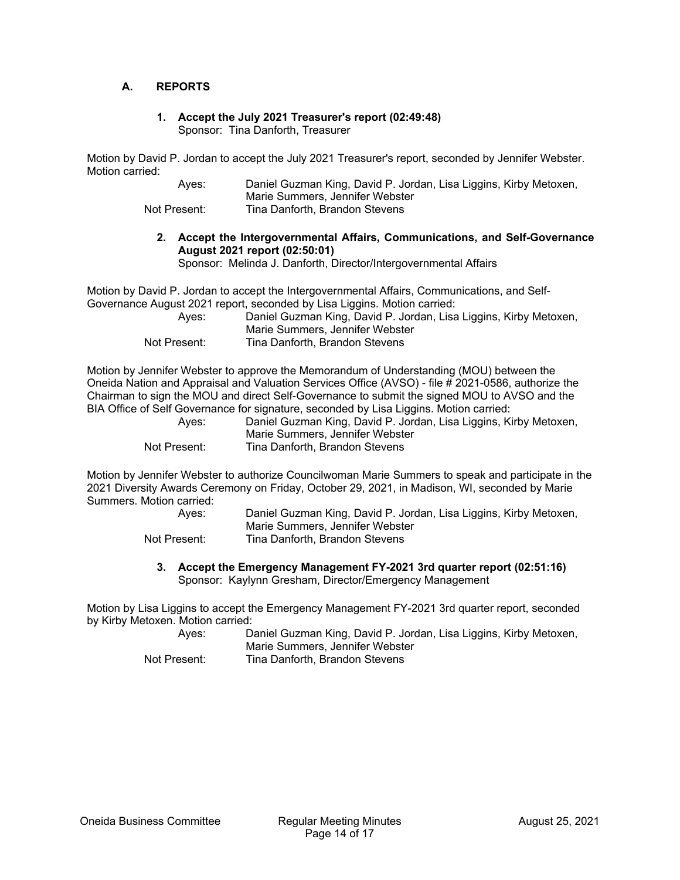## A. REPORTS

### 1. Accept the July 2021 Treasurer's report (02:49:48)

Sponsor: Tina Danforth, Treasurer

Motion by David P. Jordan to accept the July 2021 Treasurer's report, seconded by Jennifer Webster. Motion carried:

Ayes: Daniel Guzman King, David P. Jordan, Lisa Liggins, Kirby Metoxen, Marie Summers, Jennifer Webster
Not Present: Tina Danforth, Brandon Stevens

### 2. Accept the Intergovernmental Affairs, Communications, and Self-Governance August 2021 report (02:50:01)

Sponsor: Melinda J. Danforth, Director/Intergovernmental Affairs

Motion by David P. Jordan to accept the Intergovernmental Affairs, Communications, and Self-Governance August 2021 report, seconded by Lisa Liggins. Motion carried:

Ayes: Daniel Guzman King, David P. Jordan, Lisa Liggins, Kirby Metoxen, Marie Summers, Jennifer Webster
Not Present: Tina Danforth, Brandon Stevens

Motion by Jennifer Webster to approve the Memorandum of Understanding (MOU) between the Oneida Nation and Appraisal and Valuation Services Office (AVSO) - file # 2021-0586, authorize the Chairman to sign the MOU and direct Self-Governance to submit the signed MOU to AVSO and the BIA Office of Self Governance for signature, seconded by Lisa Liggins. Motion carried:

Ayes: Daniel Guzman King, David P. Jordan, Lisa Liggins, Kirby Metoxen, Marie Summers, Jennifer Webster
Not Present: Tina Danforth, Brandon Stevens

Motion by Jennifer Webster to authorize Councilwoman Marie Summers to speak and participate in the 2021 Diversity Awards Ceremony on Friday, October 29, 2021, in Madison, WI, seconded by Marie Summers. Motion carried:

Ayes: Daniel Guzman King, David P. Jordan, Lisa Liggins, Kirby Metoxen, Marie Summers, Jennifer Webster
Not Present: Tina Danforth, Brandon Stevens

### 3. Accept the Emergency Management FY-2021 3rd quarter report (02:51:16)

Sponsor: Kaylynn Gresham, Director/Emergency Management

Motion by Lisa Liggins to accept the Emergency Management FY-2021 3rd quarter report, seconded by Kirby Metoxen. Motion carried:

Ayes: Daniel Guzman King, David P. Jordan, Lisa Liggins, Kirby Metoxen, Marie Summers, Jennifer Webster
Not Present: Tina Danforth, Brandon Stevens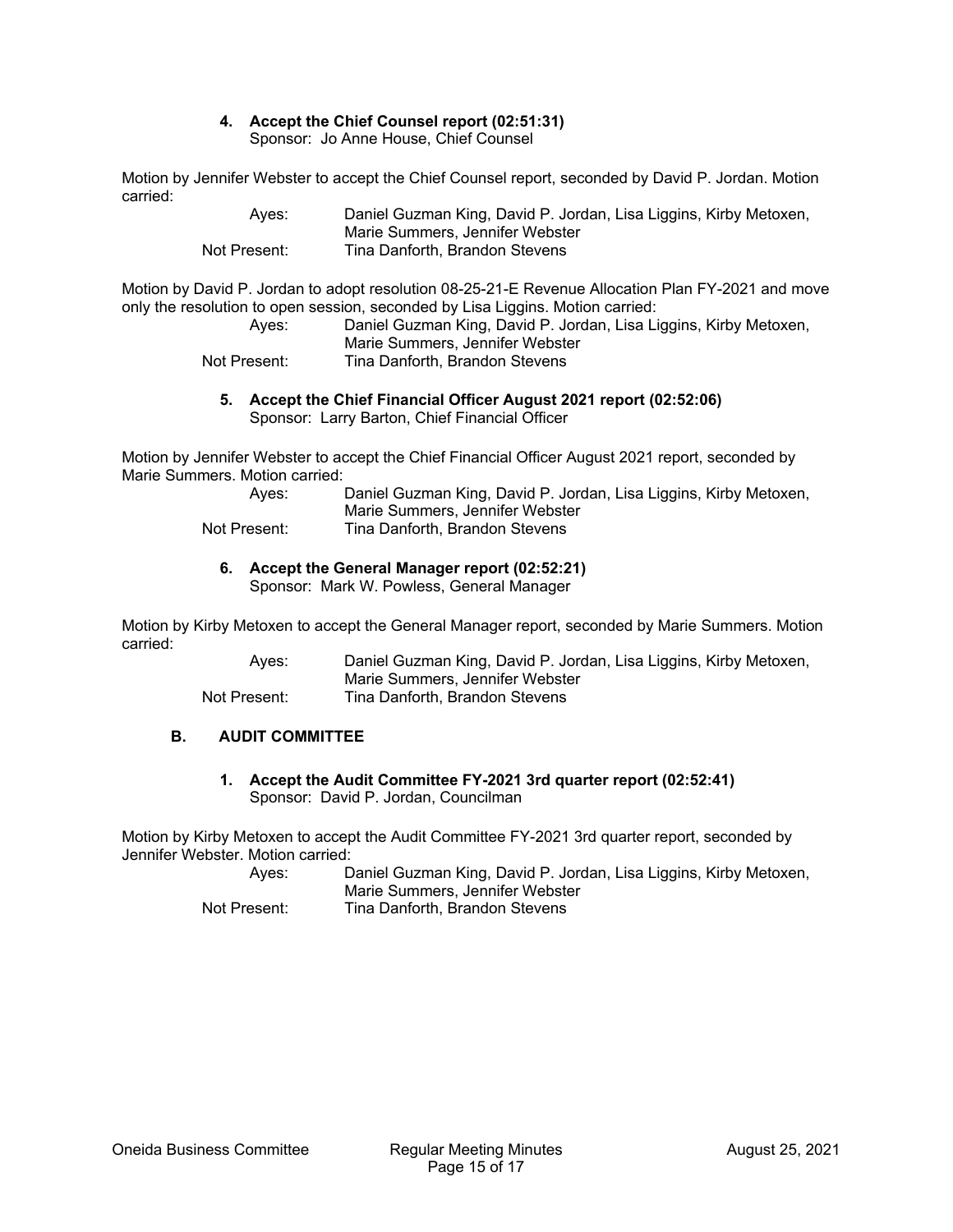**4. Accept the Chief Counsel report (02:51:31)**
Sponsor: Jo Anne House, Chief Counsel

Motion by Jennifer Webster to accept the Chief Counsel report, seconded by David P. Jordan. Motion carried:

Ayes: Daniel Guzman King, David P. Jordan, Lisa Liggins, Kirby Metoxen, Marie Summers, Jennifer Webster
Not Present: Tina Danforth, Brandon Stevens

Motion by David P. Jordan to adopt resolution 08-25-21-E Revenue Allocation Plan FY-2021 and move only the resolution to open session, seconded by Lisa Liggins. Motion carried:

Ayes: Daniel Guzman King, David P. Jordan, Lisa Liggins, Kirby Metoxen, Marie Summers, Jennifer Webster
Not Present: Tina Danforth, Brandon Stevens

**5. Accept the Chief Financial Officer August 2021 report (02:52:06)**
Sponsor: Larry Barton, Chief Financial Officer

Motion by Jennifer Webster to accept the Chief Financial Officer August 2021 report, seconded by Marie Summers. Motion carried:

Ayes: Daniel Guzman King, David P. Jordan, Lisa Liggins, Kirby Metoxen, Marie Summers, Jennifer Webster
Not Present: Tina Danforth, Brandon Stevens

**6. Accept the General Manager report (02:52:21)**
Sponsor: Mark W. Powless, General Manager

Motion by Kirby Metoxen to accept the General Manager report, seconded by Marie Summers. Motion carried:

Ayes: Daniel Guzman King, David P. Jordan, Lisa Liggins, Kirby Metoxen, Marie Summers, Jennifer Webster
Not Present: Tina Danforth, Brandon Stevens

## B. AUDIT COMMITTEE

**1. Accept the Audit Committee FY-2021 3rd quarter report (02:52:41)**
Sponsor: David P. Jordan, Councilman

Motion by Kirby Metoxen to accept the Audit Committee FY-2021 3rd quarter report, seconded by Jennifer Webster. Motion carried:

Ayes: Daniel Guzman King, David P. Jordan, Lisa Liggins, Kirby Metoxen, Marie Summers, Jennifer Webster
Not Present: Tina Danforth, Brandon Stevens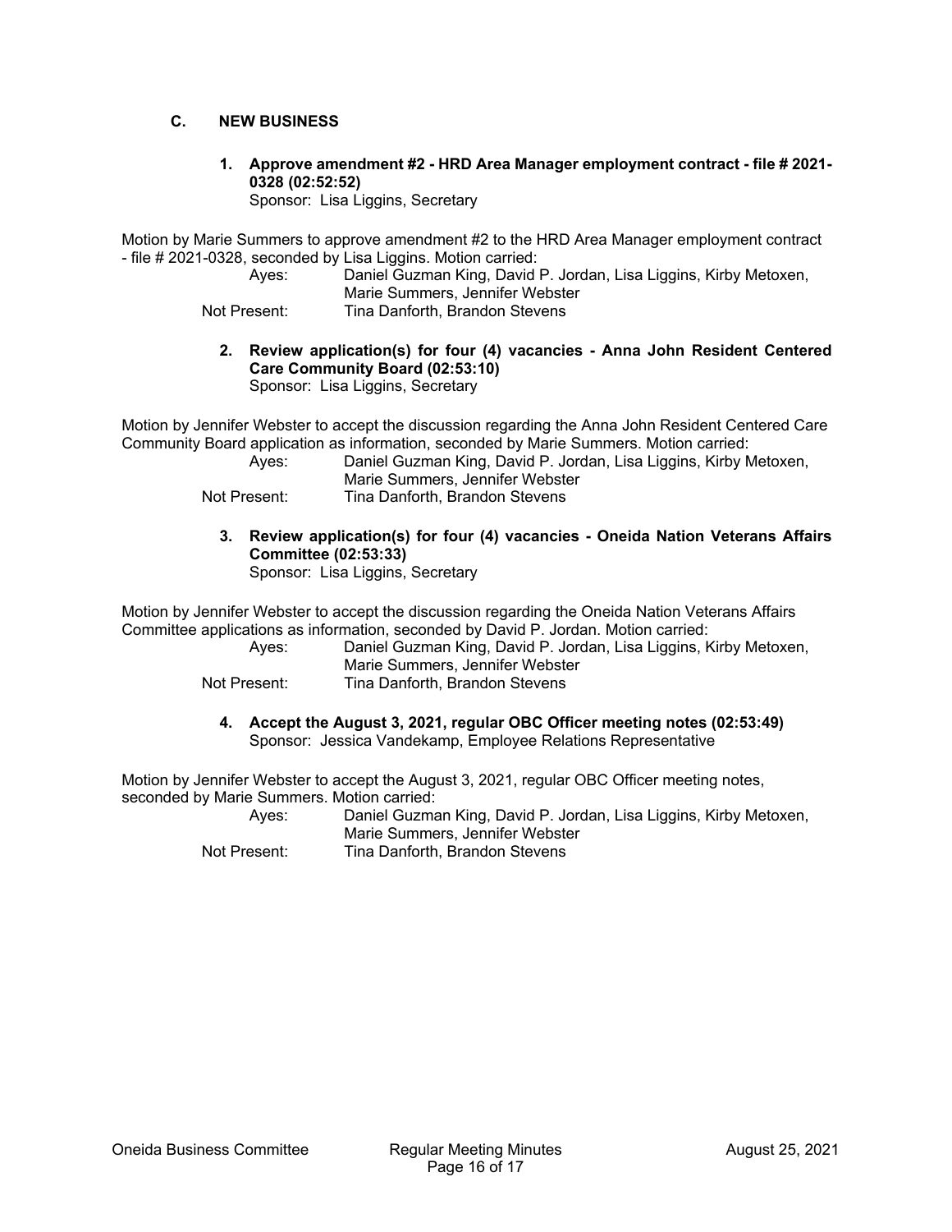## C. NEW BUSINESS

**1. Approve amendment #2 - HRD Area Manager employment contract - file # 2021-0328 (02:52:52)**
Sponsor: Lisa Liggins, Secretary

Motion by Marie Summers to approve amendment #2 to the HRD Area Manager employment contract - file # 2021-0328, seconded by Lisa Liggins. Motion carried:

Ayes: Daniel Guzman King, David P. Jordan, Lisa Liggins, Kirby Metoxen, Marie Summers, Jennifer Webster
Not Present: Tina Danforth, Brandon Stevens

**2. Review application(s) for four (4) vacancies - Anna John Resident Centered Care Community Board (02:53:10)**
Sponsor: Lisa Liggins, Secretary

Motion by Jennifer Webster to accept the discussion regarding the Anna John Resident Centered Care Community Board application as information, seconded by Marie Summers. Motion carried:

Ayes: Daniel Guzman King, David P. Jordan, Lisa Liggins, Kirby Metoxen, Marie Summers, Jennifer Webster
Not Present: Tina Danforth, Brandon Stevens

**3. Review application(s) for four (4) vacancies - Oneida Nation Veterans Affairs Committee (02:53:33)**
Sponsor: Lisa Liggins, Secretary

Motion by Jennifer Webster to accept the discussion regarding the Oneida Nation Veterans Affairs Committee applications as information, seconded by David P. Jordan. Motion carried:

Ayes: Daniel Guzman King, David P. Jordan, Lisa Liggins, Kirby Metoxen, Marie Summers, Jennifer Webster
Not Present: Tina Danforth, Brandon Stevens

**4. Accept the August 3, 2021, regular OBC Officer meeting notes (02:53:49)**
Sponsor: Jessica Vandekamp, Employee Relations Representative

Motion by Jennifer Webster to accept the August 3, 2021, regular OBC Officer meeting notes, seconded by Marie Summers. Motion carried:

Ayes: Daniel Guzman King, David P. Jordan, Lisa Liggins, Kirby Metoxen, Marie Summers, Jennifer Webster
Not Present: Tina Danforth, Brandon Stevens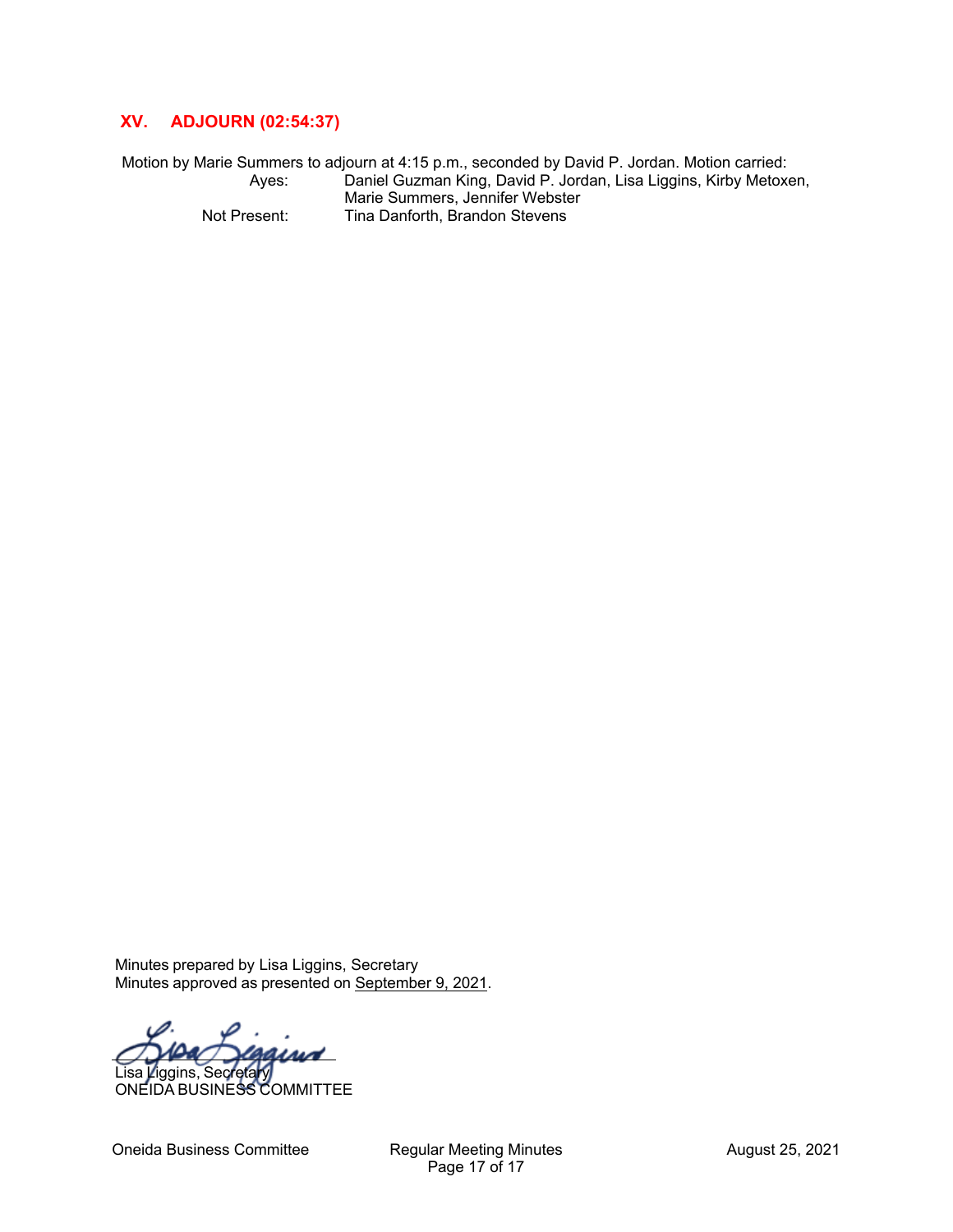## XV. ADJOURN (02:54:37)

Motion by Marie Summers to adjourn at 4:15 p.m., seconded by David P. Jordan. Motion carried:

| | |
|---|---|
| Ayes: | Daniel Guzman King, David P. Jordan, Lisa Liggins, Kirby Metoxen, Marie Summers, Jennifer Webster |
| Not Present: | Tina Danforth, Brandon Stevens |

Minutes prepared by Lisa Liggins, Secretary
Minutes approved as presented on September 9, 2021.

Lisa Liggins, Secretary
ONEIDA BUSINESS COMMITTEE